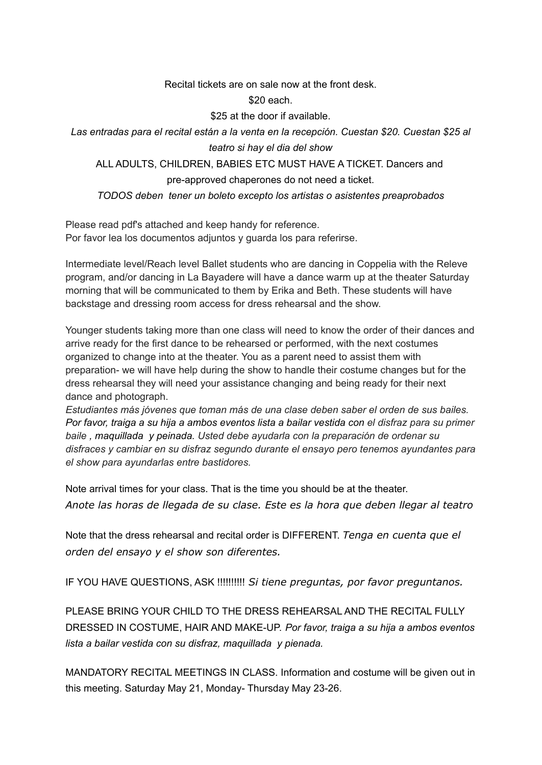Recital tickets are on sale now at the front desk.

$20 each.

$25 at the door if available.

*Las entradas para el recital están a la venta en la recepción. Cuestan $20. Cuestan $25 al teatro si hay el dia del show*

ALL ADULTS, CHILDREN, BABIES ETC MUST HAVE A TICKET. Dancers and pre-approved chaperones do not need a ticket.

*TODOS deben tener un boleto excepto los artistas o asistentes preaprobados*

Please read pdf's attached and keep handy for reference.
Por favor lea los documentos adjuntos y guarda los para referirse.

Intermediate level/Reach level Ballet students who are dancing in Coppelia with the Releve program, and/or dancing in La Bayadere will have a dance warm up at the theater Saturday morning that will be communicated to them by Erika and Beth. These students will have backstage and dressing room access for dress rehearsal and the show.

Younger students taking more than one class will need to know the order of their dances and arrive ready for the first dance to be rehearsed or performed, with the next costumes organized to change into at the theater. You as a parent need to assist them with preparation- we will have help during the show to handle their costume changes but for the dress rehearsal they will need your assistance changing and being ready for their next dance and photograph.

*Estudiantes más jóvenes que toman más de una clase deben saber el orden de sus bailes. Por favor, traiga a su hija a ambos eventos lista a bailar vestida con el disfraz para su primer baile , maquillada y peinada. Usted debe ayudarla con la preparación de ordenar su disfraces y cambiar en su disfraz segundo durante el ensayo pero tenemos ayundantes para el show para ayundarlas entre bastidores.*

Note arrival times for your class. That is the time you should be at the theater.
*Anote las horas de llegada de su clase. Este es la hora que deben llegar al teatro*

Note that the dress rehearsal and recital order is DIFFERENT. *Tenga en cuenta que el orden del ensayo y el show son diferentes.*

IF YOU HAVE QUESTIONS, ASK !!!!!!!!! *Si tiene preguntas, por favor preguntanos.*

PLEASE BRING YOUR CHILD TO THE DRESS REHEARSAL AND THE RECITAL FULLY DRESSED IN COSTUME, HAIR AND MAKE-UP. *Por favor, traiga a su hija a ambos eventos lista a bailar vestida con su disfraz, maquillada y pienada.*

MANDATORY RECITAL MEETINGS IN CLASS. Information and costume will be given out in this meeting. Saturday May 21, Monday- Thursday May 23-26.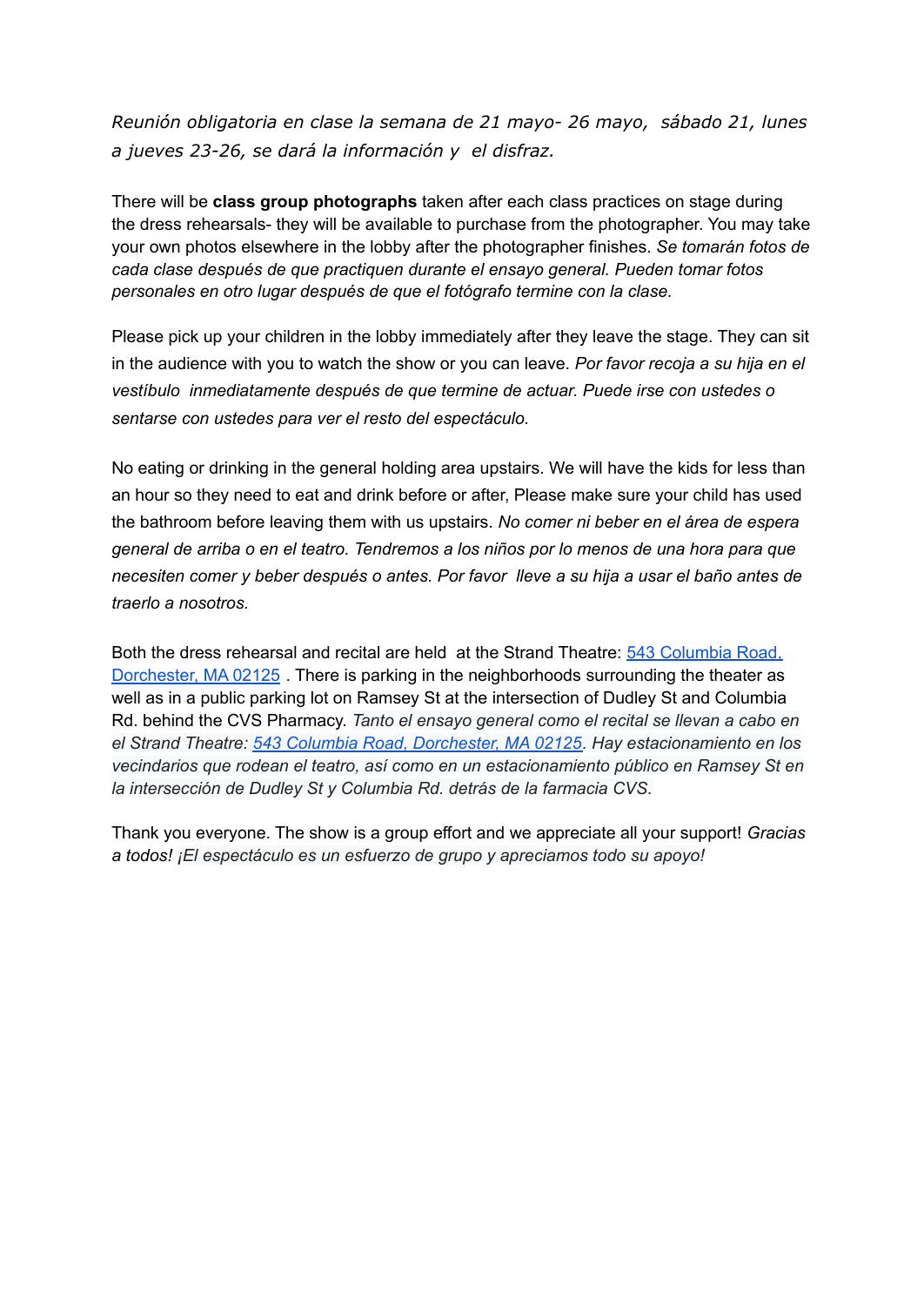*Reunión obligatoria en clase la semana de 21 mayo- 26 mayo, sábado 21, lunes a jueves 23-26, se dará la información y el disfraz.*

There will be **class group photographs** taken after each class practices on stage during the dress rehearsals- they will be available to purchase from the photographer. You may take your own photos elsewhere in the lobby after the photographer finishes. *Se tomarán fotos de cada clase después de que practiquen durante el ensayo general. Pueden tomar fotos personales en otro lugar después de que el fotógrafo termine con la clase.*

Please pick up your children in the lobby immediately after they leave the stage. They can sit in the audience with you to watch the show or you can leave. *Por favor recoja a su hija en el vestíbulo inmediatamente después de que termine de actuar. Puede irse con ustedes o sentarse con ustedes para ver el resto del espectáculo.*

No eating or drinking in the general holding area upstairs. We will have the kids for less than an hour so they need to eat and drink before or after, Please make sure your child has used the bathroom before leaving them with us upstairs. *No comer ni beber en el área de espera general de arriba o en el teatro. Tendremos a los niños por lo menos de una hora para que necesiten comer y beber después o antes. Por favor lleve a su hija a usar el baño antes de traerlo a nosotros.*

Both the dress rehearsal and recital are held at the Strand Theatre: 543 Columbia Road, Dorchester, MA 02125 . There is parking in the neighborhoods surrounding the theater as well as in a public parking lot on Ramsey St at the intersection of Dudley St and Columbia Rd. behind the CVS Pharmacy. *Tanto el ensayo general como el recital se llevan a cabo en el Strand Theatre: 543 Columbia Road, Dorchester, MA 02125. Hay estacionamiento en los vecindarios que rodean el teatro, así como en un estacionamiento público en Ramsey St en la intersección de Dudley St y Columbia Rd. detrás de la farmacia CVS.*

Thank you everyone. The show is a group effort and we appreciate all your support! *Gracias a todos! ¡El espectáculo es un esfuerzo de grupo y apreciamos todo su apoyo!*